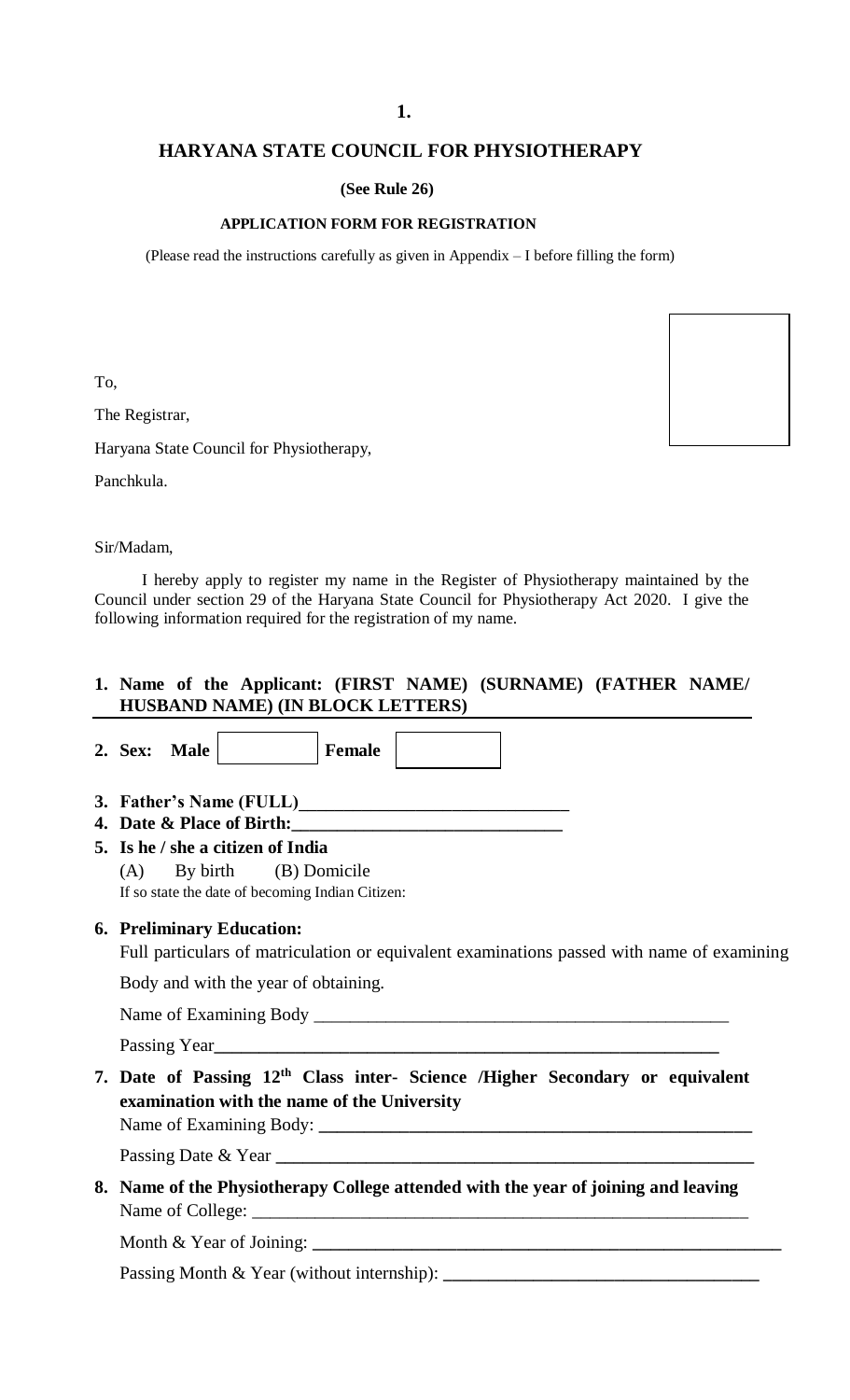## HARYANA STATE COUNCIL FOR PHYSIOTHERAPY

**(See Rule 26)**

**APPLICATION FORM FOR REGISTRATION**

(Please read the instructions carefully as given in Appendix – I before filling the form)

To,

The Registrar,

Haryana State Council for Physiotherapy,

Panchkula.

Sir/Madam,

I hereby apply to register my name in the Register of Physiotherapy maintained by the Council under section 29 of the Haryana State Council for Physiotherapy Act 2020. I give the following information required for the registration of my name.

1. **Name of the Applicant: (FIRST NAME) (SURNAME) (FATHER NAME/ HUSBAND NAME) (IN BLOCK LETTERS)**

2. **Sex: Male** [ ] **Female** [ ]

3. **Father's Name (FULL)**______________________________

4. **Date & Place of Birth:**______________________________

5. **Is he / she a citizen of India**

   (A) By birth (B) Domicile

   If so state the date of becoming Indian Citizen:

6. **Preliminary Education:**

   Full particulars of matriculation or equivalent examinations passed with name of examining Body and with the year of obtaining.

   Name of Examining Body ______________________________________________

   Passing Year______________________________________________________

7. **Date of Passing 12th Class inter- Science /Higher Secondary or equivalent examination with the name of the University**

   Name of Examining Body: ________________________________________________

   Passing Date & Year ____________________________________________________

8. **Name of the Physiotherapy College attended with the year of joining and leaving**

   Name of College: _______________________________________________________

   Month & Year of Joining: _______________________________________________

   Passing Month & Year (without internship): ________________________________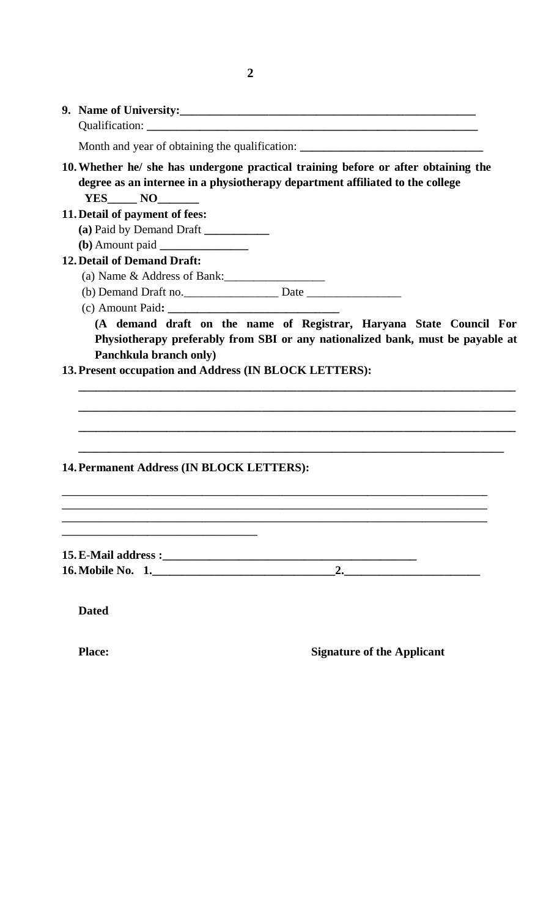9. **Name of University:\_\_\_\_\_\_\_\_\_\_\_\_\_\_\_\_\_\_\_\_\_\_\_\_\_\_\_\_\_\_\_\_\_\_\_\_\_\_\_\_\_\_\_\_\_\_\_\_\_**

   Qualification: \_\_\_\_\_\_\_\_\_\_\_\_\_\_\_\_\_\_\_\_\_\_\_\_\_\_\_\_\_\_\_\_\_\_\_\_\_\_\_\_\_\_\_\_\_\_\_\_\_\_\_\_\_\_\_\_

   Month and year of obtaining the qualification: \_\_\_\_\_\_\_\_\_\_\_\_\_\_\_\_\_\_\_\_\_\_\_\_\_\_\_\_\_\_

10. **Whether he/ she has undergone practical training before or after obtaining the degree as an internee in a physiotherapy department affiliated to the college**

    **YES\_\_\_\_\_ NO\_\_\_\_\_\_\_**

11. **Detail of payment of fees:**

    **(a)** Paid by Demand Draft \_\_\_\_\_\_\_\_\_\_\_

    **(b)** Amount paid \_\_\_\_\_\_\_\_\_\_\_\_\_\_\_

12. **Detail of Demand Draft:**

    (a) Name & Address of Bank:\_\_\_\_\_\_\_\_\_\_\_\_\_\_\_\_\_

    (b) Demand Draft no.\_\_\_\_\_\_\_\_\_\_\_\_\_\_\_\_ Date \_\_\_\_\_\_\_\_\_\_\_\_\_\_\_\_

    (c) Amount Paid**: \_\_\_\_\_\_\_\_\_\_\_\_\_\_\_\_\_\_\_\_\_\_\_\_\_\_\_\_\_**

    **(A demand draft on the name of Registrar, Haryana State Council For Physiotherapy preferably from SBI or any nationalized bank, must be payable at Panchkula branch only)**

13. **Present occupation and Address (IN BLOCK LETTERS):**

    \_\_\_\_\_\_\_\_\_\_\_\_\_\_\_\_\_\_\_\_\_\_\_\_\_\_\_\_\_\_\_\_\_\_\_\_\_\_\_\_\_\_\_\_\_\_\_\_\_\_\_\_\_\_\_\_\_\_\_\_\_\_\_\_\_\_\_\_\_\_\_\_\_\_

    \_\_\_\_\_\_\_\_\_\_\_\_\_\_\_\_\_\_\_\_\_\_\_\_\_\_\_\_\_\_\_\_\_\_\_\_\_\_\_\_\_\_\_\_\_\_\_\_\_\_\_\_\_\_\_\_\_\_\_\_\_\_\_\_\_\_\_\_\_\_\_\_\_\_

    \_\_\_\_\_\_\_\_\_\_\_\_\_\_\_\_\_\_\_\_\_\_\_\_\_\_\_\_\_\_\_\_\_\_\_\_\_\_\_\_\_\_\_\_\_\_\_\_\_\_\_\_\_\_\_\_\_\_\_\_\_\_\_\_\_\_\_\_\_\_\_\_\_\_

    \_\_\_\_\_\_\_\_\_\_\_\_\_\_\_\_\_\_\_\_\_\_\_\_\_\_\_\_\_\_\_\_\_\_\_\_\_\_\_\_\_\_\_\_\_\_\_\_\_\_\_\_\_\_\_\_\_\_\_\_\_\_\_\_\_\_\_\_\_\_\_\_

14. **Permanent Address (IN BLOCK LETTERS):**

\_\_\_\_\_\_\_\_\_\_\_\_\_\_\_\_\_\_\_\_\_\_\_\_\_\_\_\_\_\_\_\_\_\_\_\_\_\_\_\_\_\_\_\_\_\_\_\_\_\_\_\_\_\_\_\_\_\_\_\_\_\_\_\_\_\_\_\_\_\_\_\_

\_\_\_\_\_\_\_\_\_\_\_\_\_\_\_\_\_\_\_\_\_\_\_\_\_\_\_\_\_\_\_\_\_\_\_\_\_\_\_\_\_\_\_\_\_\_\_\_\_\_\_\_\_\_\_\_\_\_\_\_\_\_\_\_\_\_\_\_\_\_\_\_

\_\_\_\_\_\_\_\_\_\_\_\_\_\_\_\_\_\_\_\_\_\_\_\_\_\_\_\_\_\_\_\_\_\_\_\_\_\_\_\_\_\_\_\_\_\_\_\_\_\_\_\_\_\_\_\_\_\_\_\_\_\_\_\_\_\_\_\_\_\_\_\_

\_\_\_\_\_\_\_\_\_\_\_\_\_\_\_\_\_\_\_\_\_\_\_\_\_\_\_\_\_\_\_\_\_\_\_

15. **E-Mail address :\_\_\_\_\_\_\_\_\_\_\_\_\_\_\_\_\_\_\_\_\_\_\_\_\_\_\_\_\_\_\_\_\_\_\_\_\_\_\_\_\_\_\_\_**
16. **Mobile No. 1.\_\_\_\_\_\_\_\_\_\_\_\_\_\_\_\_\_\_\_\_\_\_\_\_\_\_\_\_\_\_\_2.\_\_\_\_\_\_\_\_\_\_\_\_\_\_\_\_\_\_\_\_\_\_\_\_**

**Dated**

**Place:** **Signature of the Applicant**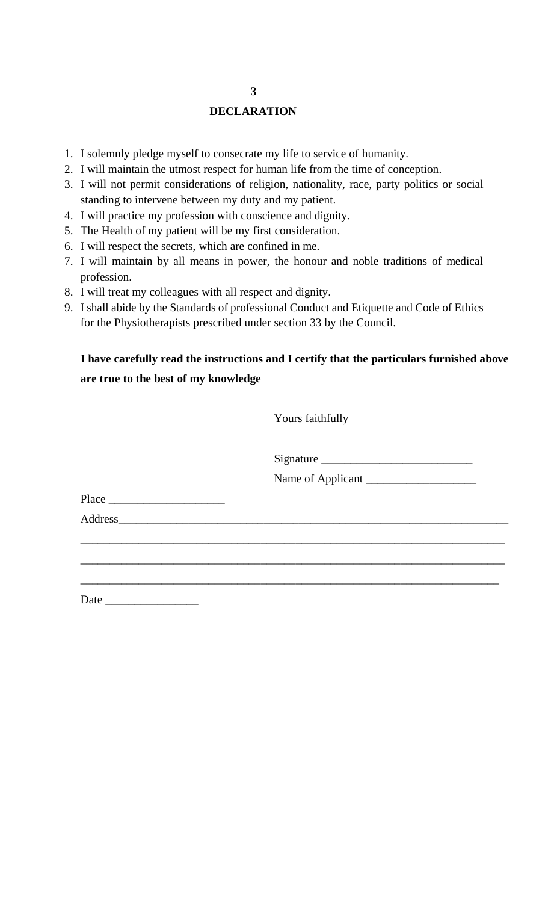## DECLARATION

1. I solemnly pledge myself to consecrate my life to service of humanity.
2. I will maintain the utmost respect for human life from the time of conception.
3. I will not permit considerations of religion, nationality, race, party politics or social standing to intervene between my duty and my patient.
4. I will practice my profession with conscience and dignity.
5. The Health of my patient will be my first consideration.
6. I will respect the secrets, which are confined in me.
7. I will maintain by all means in power, the honour and noble traditions of medical profession.
8. I will treat my colleagues with all respect and dignity.
9. I shall abide by the Standards of professional Conduct and Etiquette and Code of Ethics for the Physiotherapists prescribed under section 33 by the Council.

**I have carefully read the instructions and I certify that the particulars furnished above are true to the best of my knowledge**

Yours faithfully

Signature ___________________________

Name of Applicant ____________________

Place ____________________

Address_____________________________________________________________________

____________________________________________________________________________

____________________________________________________________________________

____________________________________________________________________________

Date ________________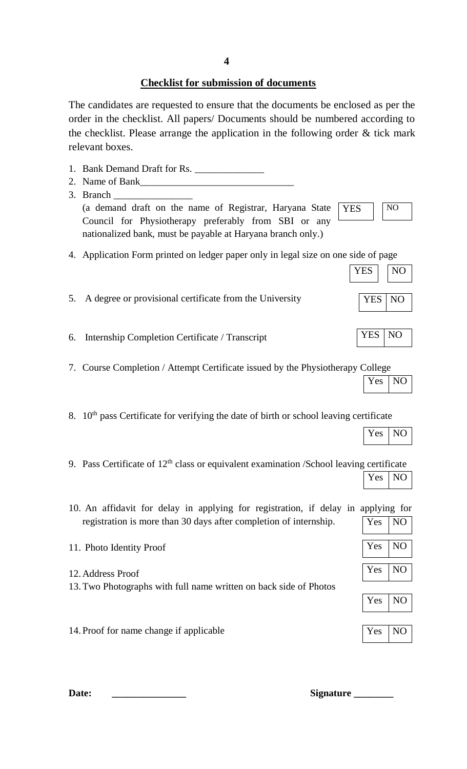## Checklist for submission of documents

The candidates are requested to ensure that the documents be enclosed as per the order in the checklist. All papers/ Documents should be numbered according to the checklist. Please arrange the application in the following order & tick mark relevant boxes.

1. Bank Demand Draft for Rs. ______________
2. Name of Bank_______________________________
3. Branch ________________
   (a demand draft on the name of Registrar, Haryana State Council for Physiotherapy preferably from SBI or any nationalized bank, must be payable at Haryana branch only.) YES | NO
4. Application Form printed on ledger paper only in legal size on one side of page YES | NO
5. A degree or provisional certificate from the University YES | NO
6. Internship Completion Certificate / Transcript YES | NO
7. Course Completion / Attempt Certificate issued by the Physiotherapy College Yes | NO
8. 10th pass Certificate for verifying the date of birth or school leaving certificate Yes | NO
9. Pass Certificate of 12th class or equivalent examination /School leaving certificate Yes | NO
10. An affidavit for delay in applying for registration, if delay in applying for registration is more than 30 days after completion of internship. Yes | NO
11. Photo Identity Proof Yes | NO
12. Address Proof Yes | NO
13. Two Photographs with full name written on back side of Photos Yes | NO
14. Proof for name change if applicable Yes | NO

**Date:** _______________ **Signature ________**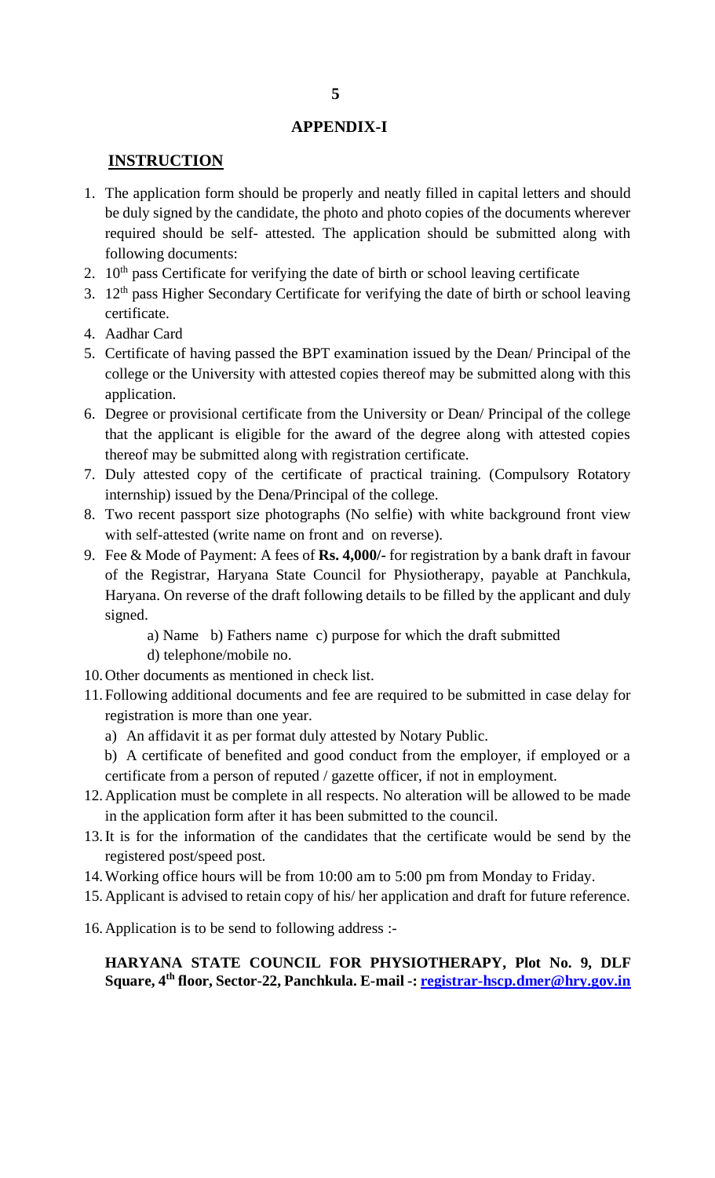## APPENDIX-I

### INSTRUCTION

1. The application form should be properly and neatly filled in capital letters and should be duly signed by the candidate, the photo and photo copies of the documents wherever required should be self- attested. The application should be submitted along with following documents:
2. 10th pass Certificate for verifying the date of birth or school leaving certificate
3. 12th pass Higher Secondary Certificate for verifying the date of birth or school leaving certificate.
4. Aadhar Card
5. Certificate of having passed the BPT examination issued by the Dean/ Principal of the college or the University with attested copies thereof may be submitted along with this application.
6. Degree or provisional certificate from the University or Dean/ Principal of the college that the applicant is eligible for the award of the degree along with attested copies thereof may be submitted along with registration certificate.
7. Duly attested copy of the certificate of practical training. (Compulsory Rotatory internship) issued by the Dena/Principal of the college.
8. Two recent passport size photographs (No selfie) with white background front view with self-attested (write name on front and on reverse).
9. Fee & Mode of Payment: A fees of **Rs. 4,000/-** for registration by a bank draft in favour of the Registrar, Haryana State Council for Physiotherapy, payable at Panchkula, Haryana. On reverse of the draft following details to be filled by the applicant and duly signed.

   a) Name b) Fathers name c) purpose for which the draft submitted
   d) telephone/mobile no.
10. Other documents as mentioned in check list.
11. Following additional documents and fee are required to be submitted in case delay for registration is more than one year.
    a) An affidavit it as per format duly attested by Notary Public.
    b) A certificate of benefited and good conduct from the employer, if employed or a certificate from a person of reputed / gazette officer, if not in employment.
12. Application must be complete in all respects. No alteration will be allowed to be made in the application form after it has been submitted to the council.
13. It is for the information of the candidates that the certificate would be send by the registered post/speed post.
14. Working office hours will be from 10:00 am to 5:00 pm from Monday to Friday.
15. Applicant is advised to retain copy of his/ her application and draft for future reference.
16. Application is to be send to following address :-

**HARYANA STATE COUNCIL FOR PHYSIOTHERAPY, Plot No. 9, DLF Square, 4th floor, Sector-22, Panchkula. E-mail -: registrar-hscp.dmer@hry.gov.in**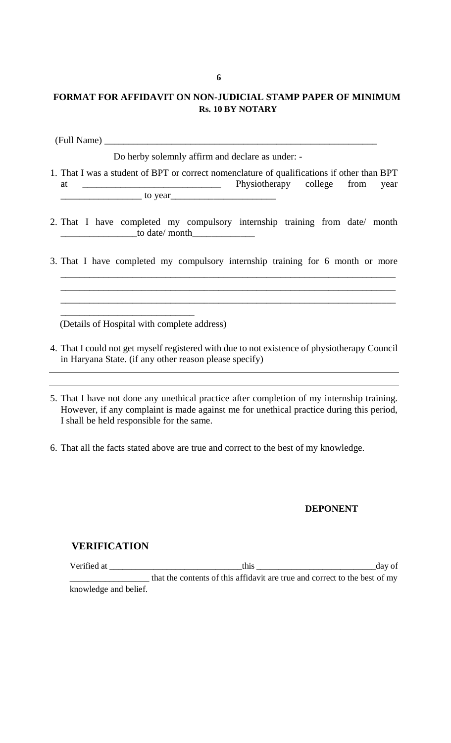## FORMAT FOR AFFIDAVIT ON NON-JUDICIAL STAMP PAPER OF MINIMUM Rs. 10 BY NOTARY

(Full Name) ___________________________________________________________

Do herby solemnly affirm and declare as under: -

1. That I was a student of BPT or correct nomenclature of qualifications if other than BPT at ____________________________ Physiotherapy college from year ________________ to year_____________________

2. That I have completed my compulsory internship training from date/ month ________________to date/ month_____________

3. That I have completed my compulsory internship training for 6 month or more ______________________________________________________________________
______________________________________________________________________
______________________________________________________________________
____________________________

   (Details of Hospital with complete address)

4. That I could not get myself registered with due to not existence of physiotherapy Council in Haryana State. (if any other reason please specify)

______________________________________________________________________

______________________________________________________________________

5. That I have not done any unethical practice after completion of my internship training. However, if any complaint is made against me for unethical practice during this period, I shall be held responsible for the same.

6. That all the facts stated above are true and correct to the best of my knowledge.

**DEPONENT**

### VERIFICATION

Verified at _____________________________this __________________________day of _________________ that the contents of this affidavit are true and correct to the best of my knowledge and belief.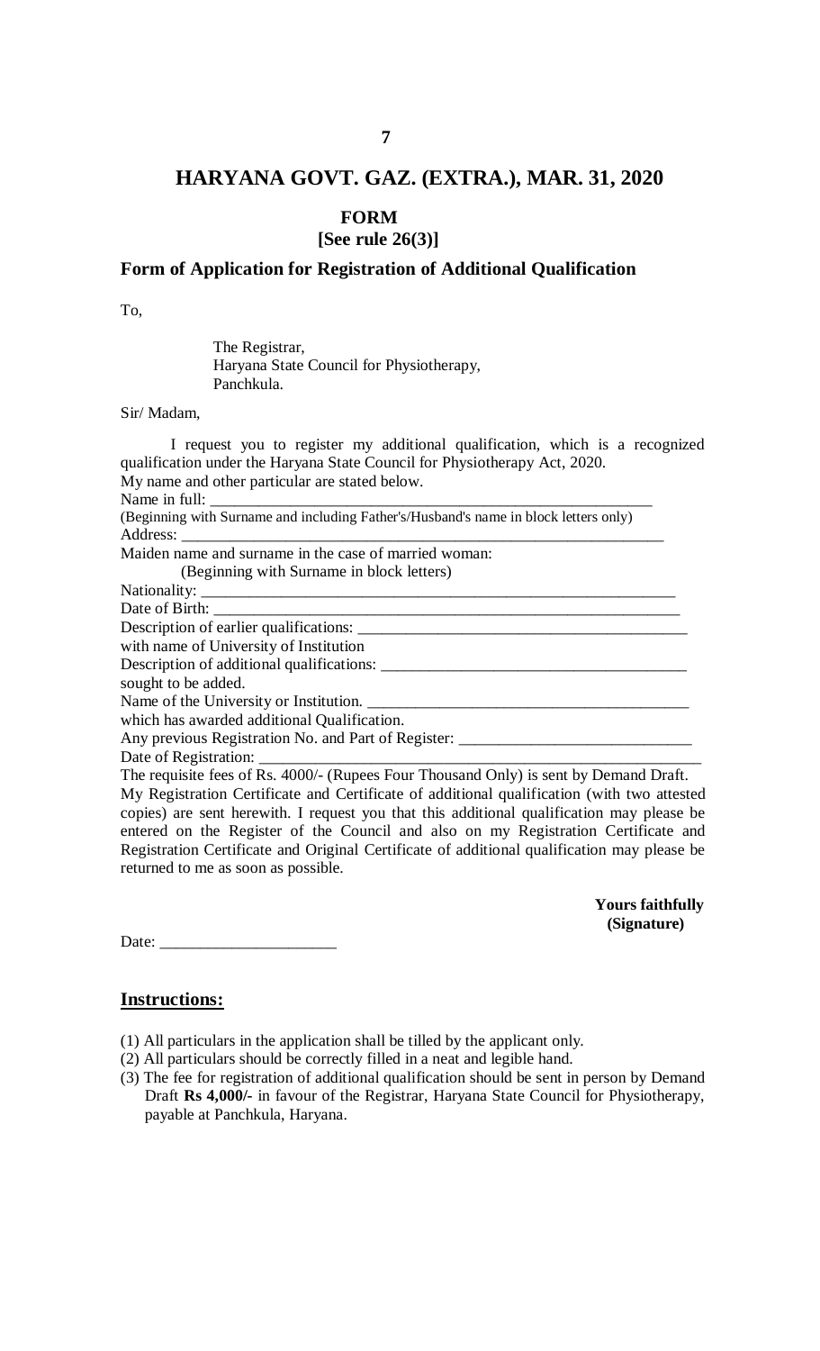## FORM

**[See rule 26(3)]**

### Form of Application for Registration of Additional Qualification

To,

The Registrar,
Haryana State Council for Physiotherapy,
Panchkula.

Sir/ Madam,

I request you to register my additional qualification, which is a recognized qualification under the Haryana State Council for Physiotherapy Act, 2020.

My name and other particular are stated below.

Name in full: ____________________________________________

(Beginning with Surname and including Father's/Husband's name in block letters only)

Address: ____________________________________________

Maiden name and surname in the case of married woman:

(Beginning with Surname in block letters)

Nationality: ____________________________________________

Date of Birth: ____________________________________________

Description of earlier qualifications: ______________________________
with name of University of Institution

Description of additional qualifications: ____________________________
sought to be added.

Name of the University or Institution. ______________________________
which has awarded additional Qualification.

Any previous Registration No. and Part of Register: ____________________

Date of Registration: ____________________________________________

The requisite fees of Rs. 4000/- (Rupees Four Thousand Only) is sent by Demand Draft.

My Registration Certificate and Certificate of additional qualification (with two attested copies) are sent herewith. I request you that this additional qualification may please be entered on the Register of the Council and also on my Registration Certificate and Registration Certificate and Original Certificate of additional qualification may please be returned to me as soon as possible.

**Yours faithfully**
**(Signature)**

Date: ______________________

## Instructions:

(1) All particulars in the application shall be tilled by the applicant only.

(2) All particulars should be correctly filled in a neat and legible hand.

(3) The fee for registration of additional qualification should be sent in person by Demand Draft **Rs 4,000/-** in favour of the Registrar, Haryana State Council for Physiotherapy, payable at Panchkula, Haryana.